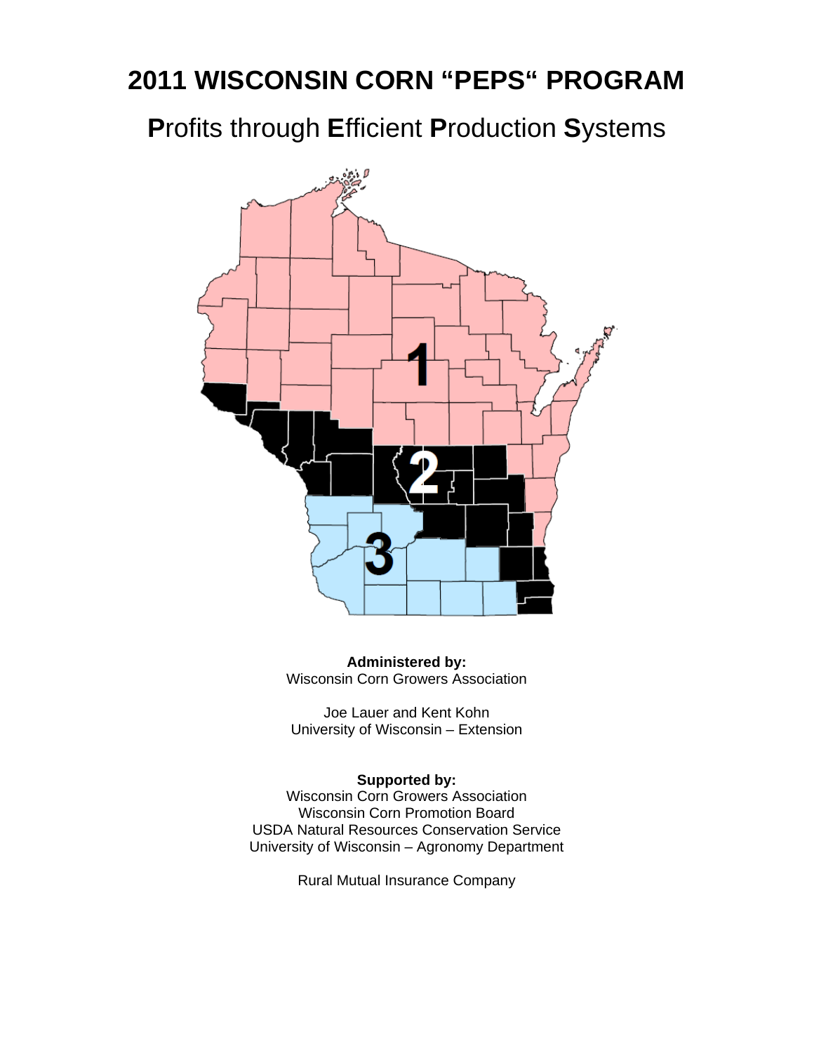# 2011 WISCONSIN CORN "PEPS" PROGRAM

## **P**rofits through **E**fficient **P**roduction **S**ystems

**Administered by:**
Wisconsin Corn Growers Association

Joe Lauer and Kent Kohn
University of Wisconsin – Extension

**Supported by:**
Wisconsin Corn Growers Association
Wisconsin Corn Promotion Board
USDA Natural Resources Conservation Service
University of Wisconsin – Agronomy Department

Rural Mutual Insurance Company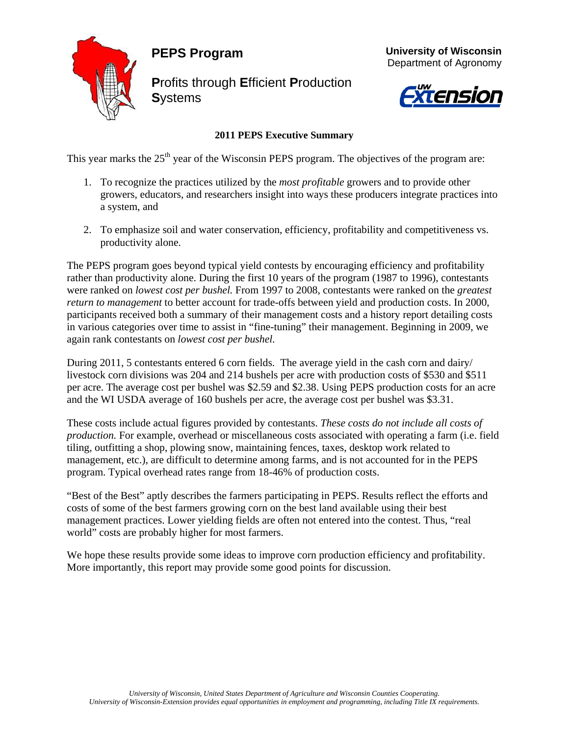# PEPS Program

## Profits through Efficient Production Systems

**University of Wisconsin**
Department of Agronomy

### 2011 PEPS Executive Summary

This year marks the 25th year of the Wisconsin PEPS program. The objectives of the program are:

1. To recognize the practices utilized by the *most profitable* growers and to provide other growers, educators, and researchers insight into ways these producers integrate practices into a system, and
2. To emphasize soil and water conservation, efficiency, profitability and competitiveness vs. productivity alone.

The PEPS program goes beyond typical yield contests by encouraging efficiency and profitability rather than productivity alone. During the first 10 years of the program (1987 to 1996), contestants were ranked on *lowest cost per bushel.* From 1997 to 2008, contestants were ranked on the *greatest return to management* to better account for trade-offs between yield and production costs. In 2000, participants received both a summary of their management costs and a history report detailing costs in various categories over time to assist in "fine-tuning" their management. Beginning in 2009, we again rank contestants on *lowest cost per bushel.*

During 2011, 5 contestants entered 6 corn fields. The average yield in the cash corn and dairy/ livestock corn divisions was 204 and 214 bushels per acre with production costs of $530 and $511 per acre. The average cost per bushel was $2.59 and $2.38. Using PEPS production costs for an acre and the WI USDA average of 160 bushels per acre, the average cost per bushel was $3.31.

These costs include actual figures provided by contestants. *These costs do not include all costs of production.* For example, overhead or miscellaneous costs associated with operating a farm (i.e. field tiling, outfitting a shop, plowing snow, maintaining fences, taxes, desktop work related to management, etc.), are difficult to determine among farms, and is not accounted for in the PEPS program. Typical overhead rates range from 18-46% of production costs.

"Best of the Best" aptly describes the farmers participating in PEPS. Results reflect the efforts and costs of some of the best farmers growing corn on the best land available using their best management practices. Lower yielding fields are often not entered into the contest. Thus, "real world" costs are probably higher for most farmers.

We hope these results provide some ideas to improve corn production efficiency and profitability. More importantly, this report may provide some good points for discussion.

*University of Wisconsin, United States Department of Agriculture and Wisconsin Counties Cooperating. University of Wisconsin-Extension provides equal opportunities in employment and programming, including Title IX requirements.*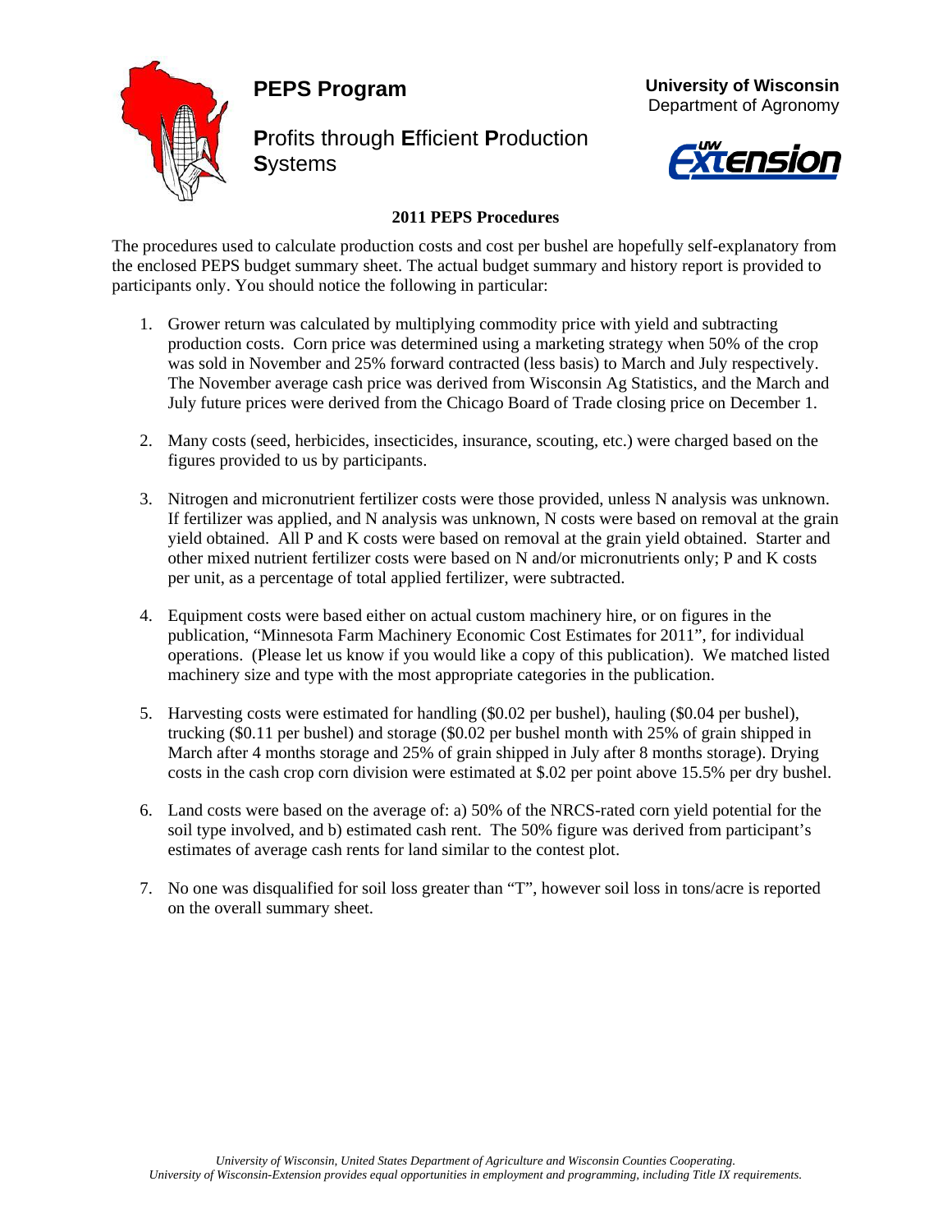# PEPS Program

**P**rofits through **E**fficient **P**roduction **S**ystems

**University of Wisconsin**
Department of Agronomy

UW Extension

**2011 PEPS Procedures**

The procedures used to calculate production costs and cost per bushel are hopefully self-explanatory from the enclosed PEPS budget summary sheet. The actual budget summary and history report is provided to participants only. You should notice the following in particular:

1. Grower return was calculated by multiplying commodity price with yield and subtracting production costs. Corn price was determined using a marketing strategy when 50% of the crop was sold in November and 25% forward contracted (less basis) to March and July respectively. The November average cash price was derived from Wisconsin Ag Statistics, and the March and July future prices were derived from the Chicago Board of Trade closing price on December 1.

2. Many costs (seed, herbicides, insecticides, insurance, scouting, etc.) were charged based on the figures provided to us by participants.

3. Nitrogen and micronutrient fertilizer costs were those provided, unless N analysis was unknown. If fertilizer was applied, and N analysis was unknown, N costs were based on removal at the grain yield obtained. All P and K costs were based on removal at the grain yield obtained. Starter and other mixed nutrient fertilizer costs were based on N and/or micronutrients only; P and K costs per unit, as a percentage of total applied fertilizer, were subtracted.

4. Equipment costs were based either on actual custom machinery hire, or on figures in the publication, "Minnesota Farm Machinery Economic Cost Estimates for 2011", for individual operations. (Please let us know if you would like a copy of this publication). We matched listed machinery size and type with the most appropriate categories in the publication.

5. Harvesting costs were estimated for handling ($0.02 per bushel), hauling ($0.04 per bushel), trucking ($0.11 per bushel) and storage ($0.02 per bushel month with 25% of grain shipped in March after 4 months storage and 25% of grain shipped in July after 8 months storage). Drying costs in the cash crop corn division were estimated at $.02 per point above 15.5% per dry bushel.

6. Land costs were based on the average of: a) 50% of the NRCS-rated corn yield potential for the soil type involved, and b) estimated cash rent. The 50% figure was derived from participant's estimates of average cash rents for land similar to the contest plot.

7. No one was disqualified for soil loss greater than "T", however soil loss in tons/acre is reported on the overall summary sheet.

*University of Wisconsin, United States Department of Agriculture and Wisconsin Counties Cooperating.*
*University of Wisconsin-Extension provides equal opportunities in employment and programming, including Title IX requirements.*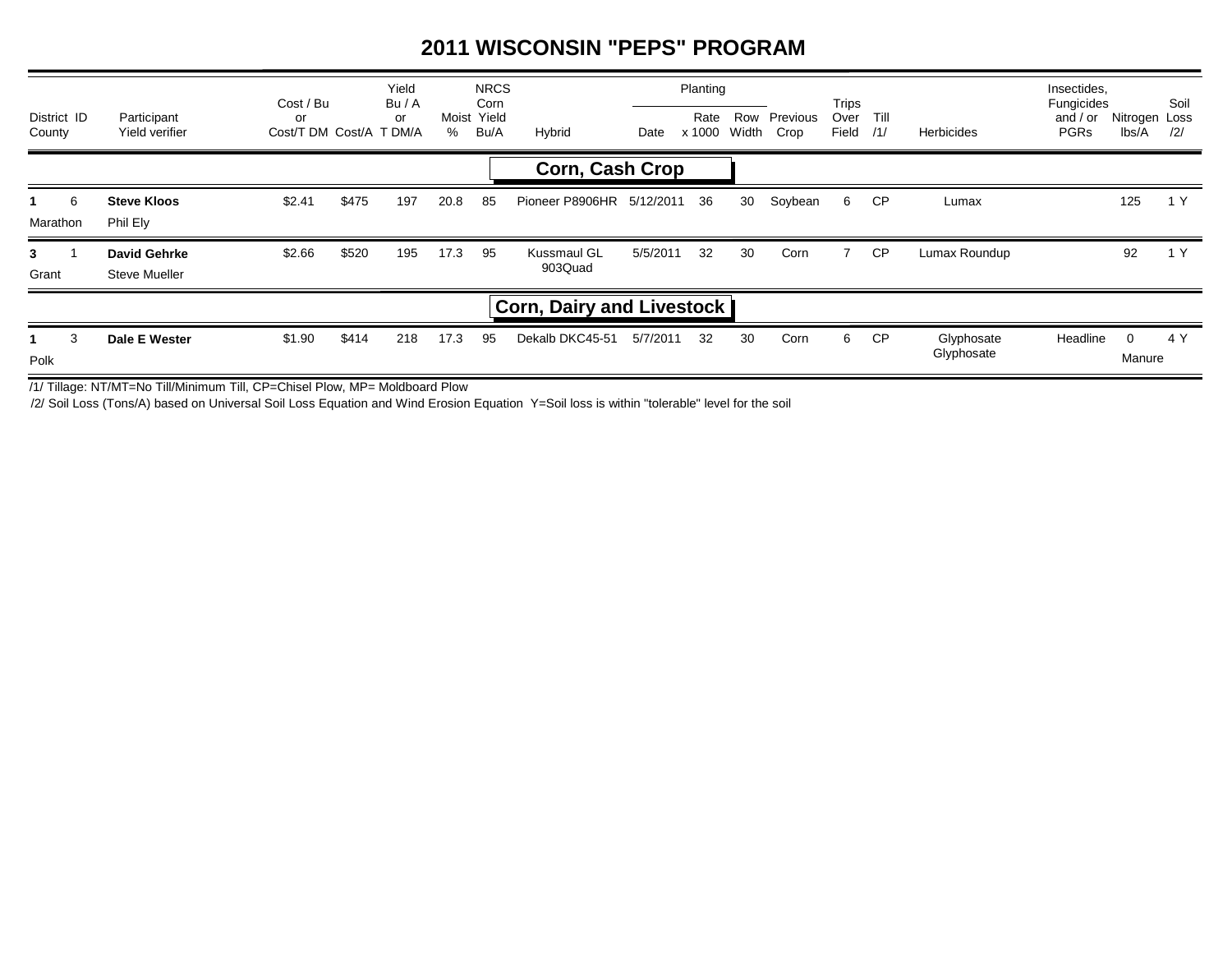# 2011 WISCONSIN "PEPS" PROGRAM

| District ID / County | Participant / Yield verifier | Cost / Bu or Cost/T DM | Cost/A | Yield Bu / A or T DM/A | Moist % | NRCS Corn Yield Bu/A | Hybrid | Planting Date | Planting Rate x 1000 | Planting Row Width | Previous Crop | Trips Over Field | Till /1/ | Herbicides | Insectides, Fungicides and / or PGRs | Nitrogen lbs/A | Soil Loss /2/ |
|---|---|---|---|---|---|---|---|---|---|---|---|---|---|---|---|---|---|
| | | | | | | | **Corn, Cash Crop** | | | | | | | | | | |
| **1** 6 Marathon | **Steve Kloos** Phil Ely | $2.41 | $475 | 197 | 20.8 | 85 | Pioneer P8906HR | 5/12/2011 | 36 | 30 | Soybean | 6 | CP | Lumax | | 125 | 1 Y |
| **3** 1 Grant | **David Gehrke** Steve Mueller | $2.66 | $520 | 195 | 17.3 | 95 | Kussmaul GL 903Quad | 5/5/2011 | 32 | 30 | Corn | 7 | CP | Lumax Roundup | | 92 | 1 Y |
| | | | | | | | **Corn, Dairy and Livestock** | | | | | | | | | | |
| **1** 3 Polk | **Dale E Wester** | $1.90 | $414 | 218 | 17.3 | 95 | Dekalb DKC45-51 | 5/7/2011 | 32 | 30 | Corn | 6 | CP | Glyphosate Glyphosate | Headline | 0 Manure | 4 Y |

/1/ Tillage: NT/MT=No Till/Minimum Till, CP=Chisel Plow, MP= Moldboard Plow

/2/ Soil Loss (Tons/A) based on Universal Soil Loss Equation and Wind Erosion Equation Y=Soil loss is within "tolerable" level for the soil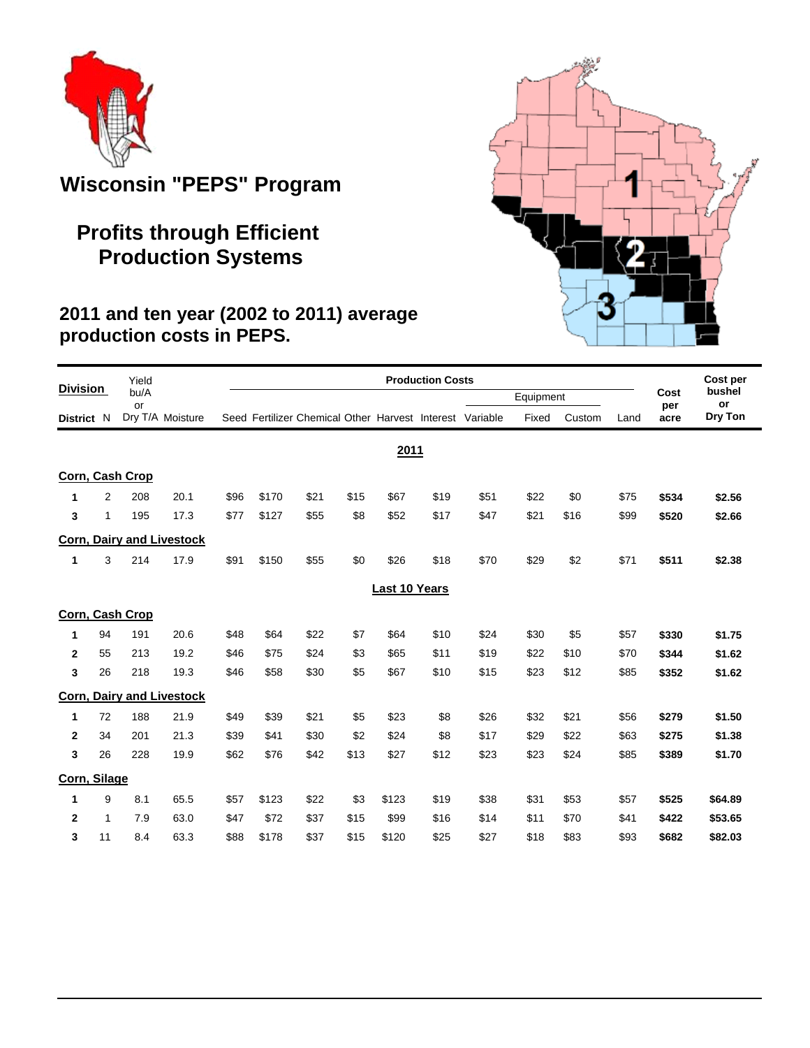# Wisconsin "PEPS" Program

## Profits through Efficient Production Systems

### 2011 and ten year (2002 to 2011) average production costs in PEPS.

| Division District | N | Yield bu/A or Dry T/A | Moisture | Seed | Fertilizer | Chemical | Other | Harvest | Interest | Equipment Variable | Equipment Fixed | Equipment Custom | Land | Cost per acre | Cost per bushel or Dry Ton |
|---|---|---|---|---|---|---|---|---|---|---|---|---|---|---|---|
| **2011** | | | | | | | | | | | | | | | |
| **Corn, Cash Crop** | | | | | | | | | | | | | | | |
| **1** | 2 | 208 | 20.1 | $96 | $170 | $21 | $15 | $67 | $19 | $51 | $22 | $0 | $75 | **$534** | **$2.56** |
| **3** | 1 | 195 | 17.3 | $77 | $127 | $55 | $8 | $52 | $17 | $47 | $21 | $16 | $99 | **$520** | **$2.66** |
| **Corn, Dairy and Livestock** | | | | | | | | | | | | | | | |
| **1** | 3 | 214 | 17.9 | $91 | $150 | $55 | $0 | $26 | $18 | $70 | $29 | $2 | $71 | **$511** | **$2.38** |
| **Last 10 Years** | | | | | | | | | | | | | | | |
| **Corn, Cash Crop** | | | | | | | | | | | | | | | |
| **1** | 94 | 191 | 20.6 | $48 | $64 | $22 | $7 | $64 | $10 | $24 | $30 | $5 | $57 | **$330** | **$1.75** |
| **2** | 55 | 213 | 19.2 | $46 | $75 | $24 | $3 | $65 | $11 | $19 | $22 | $10 | $70 | **$344** | **$1.62** |
| **3** | 26 | 218 | 19.3 | $46 | $58 | $30 | $5 | $67 | $10 | $15 | $23 | $12 | $85 | **$352** | **$1.62** |
| **Corn, Dairy and Livestock** | | | | | | | | | | | | | | | |
| **1** | 72 | 188 | 21.9 | $49 | $39 | $21 | $5 | $23 | $8 | $26 | $32 | $21 | $56 | **$279** | **$1.50** |
| **2** | 34 | 201 | 21.3 | $39 | $41 | $30 | $2 | $24 | $8 | $17 | $29 | $22 | $63 | **$275** | **$1.38** |
| **3** | 26 | 228 | 19.9 | $62 | $76 | $42 | $13 | $27 | $12 | $23 | $23 | $24 | $85 | **$389** | **$1.70** |
| **Corn, Silage** | | | | | | | | | | | | | | | |
| **1** | 9 | 8.1 | 65.5 | $57 | $123 | $22 | $3 | $123 | $19 | $38 | $31 | $53 | $57 | **$525** | **$64.89** |
| **2** | 1 | 7.9 | 63.0 | $47 | $72 | $37 | $15 | $99 | $16 | $14 | $11 | $70 | $41 | **$422** | **$53.65** |
| **3** | 11 | 8.4 | 63.3 | $88 | $178 | $37 | $15 | $120 | $25 | $27 | $18 | $83 | $93 | **$682** | **$82.03** |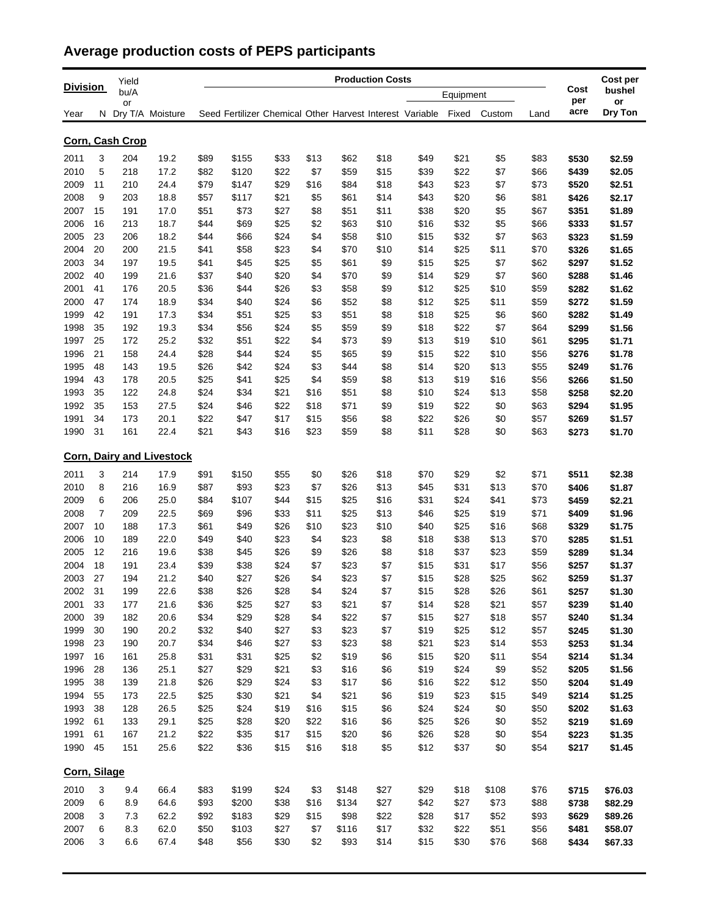## Average production costs of PEPS participants

| Division | | Yield | | Production Costs | | | | | | | | | | Cost | Cost per |
|---|---|---|---|---|---|---|---|---|---|---|---|---|---|---|---|
| | | bu/A or | | | | | | | | Equipment | | | | per | bushel or |
| Year | N | Dry T/A | Moisture | Seed | Fertilizer | Chemical | Other | Harvest | Interest | Variable | Fixed | Custom | Land | acre | Dry Ton |
| **Corn, Cash Crop** | | | | | | | | | | | | | | | |
| 2011 | 3 | 204 | 19.2 | $89 | $155 | $33 | $13 | $62 | $18 | $49 | $21 | $5 | $83 | **$530** | **$2.59** |
| 2010 | 5 | 218 | 17.2 | $82 | $120 | $22 | $7 | $59 | $15 | $39 | $22 | $7 | $66 | **$439** | **$2.05** |
| 2009 | 11 | 210 | 24.4 | $79 | $147 | $29 | $16 | $84 | $18 | $43 | $23 | $7 | $73 | **$520** | **$2.51** |
| 2008 | 9 | 203 | 18.8 | $57 | $117 | $21 | $5 | $61 | $14 | $43 | $20 | $6 | $81 | **$426** | **$2.17** |
| 2007 | 15 | 191 | 17.0 | $51 | $73 | $27 | $8 | $51 | $11 | $38 | $20 | $5 | $67 | **$351** | **$1.89** |
| 2006 | 16 | 213 | 18.7 | $44 | $69 | $25 | $2 | $63 | $10 | $16 | $32 | $5 | $66 | **$333** | **$1.57** |
| 2005 | 23 | 206 | 18.2 | $44 | $66 | $24 | $4 | $58 | $10 | $15 | $32 | $7 | $63 | **$323** | **$1.59** |
| 2004 | 20 | 200 | 21.5 | $41 | $58 | $23 | $4 | $70 | $10 | $14 | $25 | $11 | $70 | **$326** | **$1.65** |
| 2003 | 34 | 197 | 19.5 | $41 | $45 | $25 | $5 | $61 | $9 | $15 | $25 | $7 | $62 | **$297** | **$1.52** |
| 2002 | 40 | 199 | 21.6 | $37 | $40 | $20 | $4 | $70 | $9 | $14 | $29 | $7 | $60 | **$288** | **$1.46** |
| 2001 | 41 | 176 | 20.5 | $36 | $44 | $26 | $3 | $58 | $9 | $12 | $25 | $10 | $59 | **$282** | **$1.62** |
| 2000 | 47 | 174 | 18.9 | $34 | $40 | $24 | $6 | $52 | $8 | $12 | $25 | $11 | $59 | **$272** | **$1.59** |
| 1999 | 42 | 191 | 17.3 | $34 | $51 | $25 | $3 | $51 | $8 | $18 | $25 | $6 | $60 | **$282** | **$1.49** |
| 1998 | 35 | 192 | 19.3 | $34 | $56 | $24 | $5 | $59 | $9 | $18 | $22 | $7 | $64 | **$299** | **$1.56** |
| 1997 | 25 | 172 | 25.2 | $32 | $51 | $22 | $4 | $73 | $9 | $13 | $19 | $10 | $61 | **$295** | **$1.71** |
| 1996 | 21 | 158 | 24.4 | $28 | $44 | $24 | $5 | $65 | $9 | $15 | $22 | $10 | $56 | **$276** | **$1.78** |
| 1995 | 48 | 143 | 19.5 | $26 | $42 | $24 | $3 | $44 | $8 | $14 | $20 | $13 | $55 | **$249** | **$1.76** |
| 1994 | 43 | 178 | 20.5 | $25 | $41 | $25 | $4 | $59 | $8 | $13 | $19 | $16 | $56 | **$266** | **$1.50** |
| 1993 | 35 | 122 | 24.8 | $24 | $34 | $21 | $16 | $51 | $8 | $10 | $24 | $13 | $58 | **$258** | **$2.20** |
| 1992 | 35 | 153 | 27.5 | $24 | $46 | $22 | $18 | $71 | $9 | $19 | $22 | $0 | $63 | **$294** | **$1.95** |
| 1991 | 34 | 173 | 20.1 | $22 | $47 | $17 | $15 | $56 | $8 | $22 | $26 | $0 | $57 | **$269** | **$1.57** |
| 1990 | 31 | 161 | 22.4 | $21 | $43 | $16 | $23 | $59 | $8 | $11 | $28 | $0 | $63 | **$273** | **$1.70** |
| **Corn, Dairy and Livestock** | | | | | | | | | | | | | | | |
| 2011 | 3 | 214 | 17.9 | $91 | $150 | $55 | $0 | $26 | $18 | $70 | $29 | $2 | $71 | **$511** | **$2.38** |
| 2010 | 8 | 216 | 16.9 | $87 | $93 | $23 | $7 | $26 | $13 | $45 | $31 | $13 | $70 | **$406** | **$1.87** |
| 2009 | 6 | 206 | 25.0 | $84 | $107 | $44 | $15 | $25 | $16 | $31 | $24 | $41 | $73 | **$459** | **$2.21** |
| 2008 | 7 | 209 | 22.5 | $69 | $96 | $33 | $11 | $25 | $13 | $46 | $25 | $19 | $71 | **$409** | **$1.96** |
| 2007 | 10 | 188 | 17.3 | $61 | $49 | $26 | $10 | $23 | $10 | $40 | $25 | $16 | $68 | **$329** | **$1.75** |
| 2006 | 10 | 189 | 22.0 | $49 | $40 | $23 | $4 | $23 | $8 | $18 | $38 | $13 | $70 | **$285** | **$1.51** |
| 2005 | 12 | 216 | 19.6 | $38 | $45 | $26 | $9 | $26 | $8 | $18 | $37 | $23 | $59 | **$289** | **$1.34** |
| 2004 | 18 | 191 | 23.4 | $39 | $38 | $24 | $7 | $23 | $7 | $15 | $31 | $17 | $56 | **$257** | **$1.37** |
| 2003 | 27 | 194 | 21.2 | $40 | $27 | $26 | $4 | $23 | $7 | $15 | $28 | $25 | $62 | **$259** | **$1.37** |
| 2002 | 31 | 199 | 22.6 | $38 | $26 | $28 | $4 | $24 | $7 | $15 | $28 | $26 | $61 | **$257** | **$1.30** |
| 2001 | 33 | 177 | 21.6 | $36 | $25 | $27 | $3 | $21 | $7 | $14 | $28 | $21 | $57 | **$239** | **$1.40** |
| 2000 | 39 | 182 | 20.6 | $34 | $29 | $28 | $4 | $22 | $7 | $15 | $27 | $18 | $57 | **$240** | **$1.34** |
| 1999 | 30 | 190 | 20.2 | $32 | $40 | $27 | $3 | $23 | $7 | $19 | $25 | $12 | $57 | **$245** | **$1.30** |
| 1998 | 23 | 190 | 20.7 | $34 | $46 | $27 | $3 | $23 | $8 | $21 | $23 | $14 | $53 | **$253** | **$1.34** |
| 1997 | 16 | 161 | 25.8 | $31 | $31 | $25 | $2 | $19 | $6 | $15 | $20 | $11 | $54 | **$214** | **$1.34** |
| 1996 | 28 | 136 | 25.1 | $27 | $29 | $21 | $3 | $16 | $6 | $19 | $24 | $9 | $52 | **$205** | **$1.56** |
| 1995 | 38 | 139 | 21.8 | $26 | $29 | $24 | $3 | $17 | $6 | $16 | $22 | $12 | $50 | **$204** | **$1.49** |
| 1994 | 55 | 173 | 22.5 | $25 | $30 | $21 | $4 | $21 | $6 | $19 | $23 | $15 | $49 | **$214** | **$1.25** |
| 1993 | 38 | 128 | 26.5 | $25 | $24 | $19 | $16 | $15 | $6 | $24 | $24 | $0 | $50 | **$202** | **$1.63** |
| 1992 | 61 | 133 | 29.1 | $25 | $28 | $20 | $22 | $16 | $6 | $25 | $26 | $0 | $52 | **$219** | **$1.69** |
| 1991 | 61 | 167 | 21.2 | $22 | $35 | $17 | $15 | $20 | $6 | $26 | $28 | $0 | $54 | **$223** | **$1.35** |
| 1990 | 45 | 151 | 25.6 | $22 | $36 | $15 | $16 | $18 | $5 | $12 | $37 | $0 | $54 | **$217** | **$1.45** |
| **Corn, Silage** | | | | | | | | | | | | | | | |
| 2010 | 3 | 9.4 | 66.4 | $83 | $199 | $24 | $3 | $148 | $27 | $29 | $18 | $108 | $76 | **$715** | **$76.03** |
| 2009 | 6 | 8.9 | 64.6 | $93 | $200 | $38 | $16 | $134 | $27 | $42 | $27 | $73 | $88 | **$738** | **$82.29** |
| 2008 | 3 | 7.3 | 62.2 | $92 | $183 | $29 | $15 | $98 | $22 | $28 | $17 | $52 | $93 | **$629** | **$89.26** |
| 2007 | 6 | 8.3 | 62.0 | $50 | $103 | $27 | $7 | $116 | $17 | $32 | $22 | $51 | $56 | **$481** | **$58.07** |
| 2006 | 3 | 6.6 | 67.4 | $48 | $56 | $30 | $2 | $93 | $14 | $15 | $30 | $76 | $68 | **$434** | **$67.33** |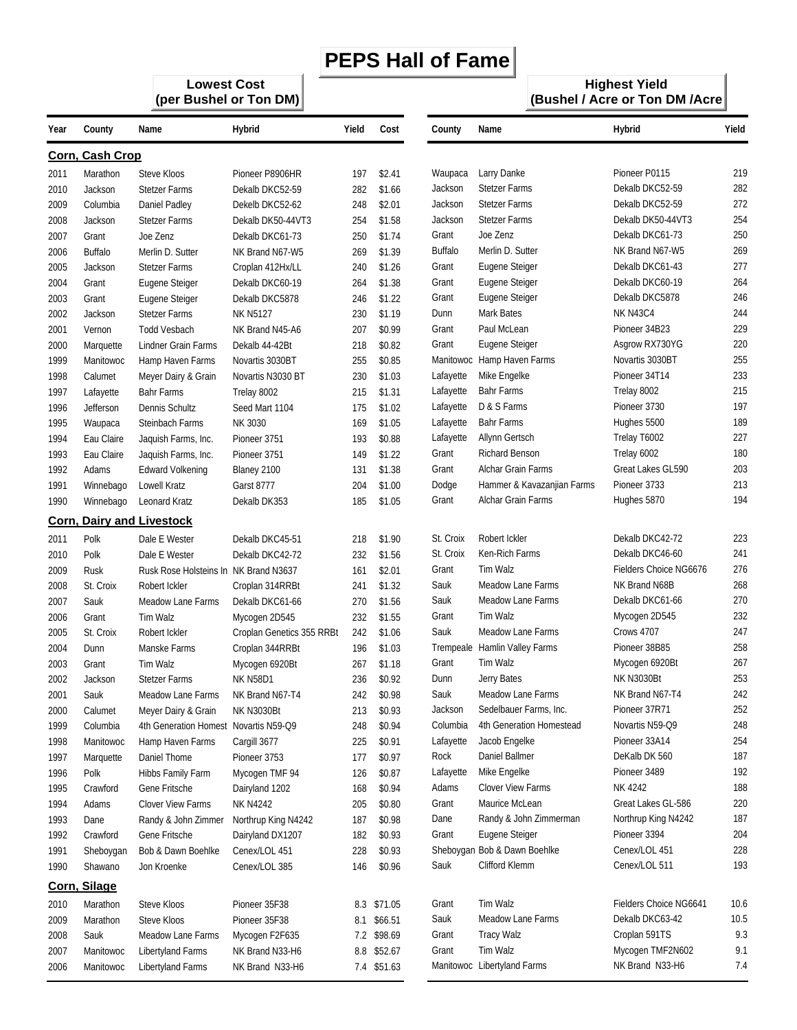# PEPS Hall of Fame

| Lowest Cost (per Bushel or Ton DM) | | | | | | Highest Yield (Bushel / Acre or Ton DM /Acre) | | | |
|---|---|---|---|---|---|---|---|---|---|
| Year | County | Name | Hybrid | Yield | Cost | County | Name | Hybrid | Yield |
| **Corn, Cash Crop** | | | | | | | | | |
| 2011 | Marathon | Steve Kloos | Pioneer P8906HR | 197 | $2.41 | Waupaca | Larry Danke | Pioneer P0115 | 219 |
| 2010 | Jackson | Stetzer Farms | Dekalb DKC52-59 | 282 | $1.66 | Jackson | Stetzer Farms | Dekalb DKC52-59 | 282 |
| 2009 | Columbia | Daniel Padley | Dekelb DKC52-62 | 248 | $2.01 | Jackson | Stetzer Farms | Dekalb DKC52-59 | 272 |
| 2008 | Jackson | Stetzer Farms | Dekalb DK50-44VT3 | 254 | $1.58 | Jackson | Stetzer Farms | Dekalb DK50-44VT3 | 254 |
| 2007 | Grant | Joe Zenz | Dekalb DKC61-73 | 250 | $1.74 | Grant | Joe Zenz | Dekalb DKC61-73 | 250 |
| 2006 | Buffalo | Merlin D. Sutter | NK Brand N67-W5 | 269 | $1.39 | Buffalo | Merlin D. Sutter | NK Brand N67-W5 | 269 |
| 2005 | Jackson | Stetzer Farms | Croplan 412Hx/LL | 240 | $1.26 | Grant | Eugene Steiger | Dekalb DKC61-43 | 277 |
| 2004 | Grant | Eugene Steiger | Dekalb DKC60-19 | 264 | $1.38 | Grant | Eugene Steiger | Dekalb DKC60-19 | 264 |
| 2003 | Grant | Eugene Steiger | Dekalb DKC5878 | 246 | $1.22 | Grant | Eugene Steiger | Dekalb DKC5878 | 246 |
| 2002 | Jackson | Stetzer Farms | NK N5127 | 230 | $1.19 | Dunn | Mark Bates | NK N43C4 | 244 |
| 2001 | Vernon | Todd Vesbach | NK Brand N45-A6 | 207 | $0.99 | Grant | Paul McLean | Pioneer 34B23 | 229 |
| 2000 | Marquette | Lindner Grain Farms | Dekalb 44-42Bt | 218 | $0.82 | Grant | Eugene Steiger | Asgrow RX730YG | 220 |
| 1999 | Manitowoc | Hamp Haven Farms | Novartis 3030BT | 255 | $0.85 | Manitowoc | Hamp Haven Farms | Novartis 3030BT | 255 |
| 1998 | Calumet | Meyer Dairy & Grain | Novartis N3030 BT | 230 | $1.03 | Lafayette | Mike Engelke | Pioneer 34T14 | 233 |
| 1997 | Lafayette | Bahr Farms | Trelay 8002 | 215 | $1.31 | Lafayette | Bahr Farms | Trelay 8002 | 215 |
| 1996 | Jefferson | Dennis Schultz | Seed Mart 1104 | 175 | $1.02 | Lafayette | D & S Farms | Pioneer 3730 | 197 |
| 1995 | Waupaca | Steinbach Farms | NK 3030 | 169 | $1.05 | Lafayette | Bahr Farms | Hughes 5500 | 189 |
| 1994 | Eau Claire | Jaquish Farms, Inc. | Pioneer 3751 | 193 | $0.88 | Lafayette | Allynn Gertsch | Trelay T6002 | 227 |
| 1993 | Eau Claire | Jaquish Farms, Inc. | Pioneer 3751 | 149 | $1.22 | Grant | Richard Benson | Trelay 6002 | 180 |
| 1992 | Adams | Edward Volkening | Blaney 2100 | 131 | $1.38 | Grant | Alchar Grain Farms | Great Lakes GL590 | 203 |
| 1991 | Winnebago | Lowell Kratz | Garst 8777 | 204 | $1.00 | Dodge | Hammer & Kavazanjian Farms | Pioneer 3733 | 213 |
| 1990 | Winnebago | Leonard Kratz | Dekalb DK353 | 185 | $1.05 | Grant | Alchar Grain Farms | Hughes 5870 | 194 |
| **Corn, Dairy and Livestock** | | | | | | | | | |
| 2011 | Polk | Dale E Wester | Dekalb DKC45-51 | 218 | $1.90 | St. Croix | Robert Ickler | Dekalb DKC42-72 | 223 |
| 2010 | Polk | Dale E Wester | Dekalb DKC42-72 | 232 | $1.56 | St. Croix | Ken-Rich Farms | Dekalb DKC46-60 | 241 |
| 2009 | Rusk | Rusk Rose Holsteins In | NK Brand N3637 | 161 | $2.01 | Grant | Tim Walz | Fielders Choice NG6676 | 276 |
| 2008 | St. Croix | Robert Ickler | Croplan 314RRBt | 241 | $1.32 | Sauk | Meadow Lane Farms | NK Brand N68B | 268 |
| 2007 | Sauk | Meadow Lane Farms | Dekalb DKC61-66 | 270 | $1.56 | Sauk | Meadow Lane Farms | Dekalb DKC61-66 | 270 |
| 2006 | Grant | Tim Walz | Mycogen 2D545 | 232 | $1.55 | Grant | Tim Walz | Mycogen 2D545 | 232 |
| 2005 | St. Croix | Robert Ickler | Croplan Genetics 355 RRBt | 242 | $1.06 | Sauk | Meadow Lane Farms | Crows 4707 | 247 |
| 2004 | Dunn | Manske Farms | Croplan 344RRBt | 196 | $1.03 | Trempeale | Hamlin Valley Farms | Pioneer 38B85 | 258 |
| 2003 | Grant | Tim Walz | Mycogen 6920Bt | 267 | $1.18 | Grant | Tim Walz | Mycogen 6920Bt | 267 |
| 2002 | Jackson | Stetzer Farms | NK N58D1 | 236 | $0.92 | Dunn | Jerry Bates | NK N3030Bt | 253 |
| 2001 | Sauk | Meadow Lane Farms | NK Brand N67-T4 | 242 | $0.98 | Sauk | Meadow Lane Farms | NK Brand N67-T4 | 242 |
| 2000 | Calumet | Meyer Dairy & Grain | NK N3030Bt | 213 | $0.93 | Jackson | Sedelbauer Farms, Inc. | Pioneer 37R71 | 252 |
| 1999 | Columbia | 4th Generation Homest | Novartis N59-Q9 | 248 | $0.94 | Columbia | 4th Generation Homestead | Novartis N59-Q9 | 248 |
| 1998 | Manitowoc | Hamp Haven Farms | Cargill 3677 | 225 | $0.91 | Lafayette | Jacob Engelke | Pioneer 33A14 | 254 |
| 1997 | Marquette | Daniel Thome | Pioneer 3753 | 177 | $0.97 | Rock | Daniel Ballmer | DeKalb DK 560 | 187 |
| 1996 | Polk | Hibbs Family Farm | Mycogen TMF 94 | 126 | $0.87 | Lafayette | Mike Engelke | Pioneer 3489 | 192 |
| 1995 | Crawford | Gene Fritsche | Dairyland 1202 | 168 | $0.94 | Adams | Clover View Farms | NK 4242 | 188 |
| 1994 | Adams | Clover View Farms | NK N4242 | 205 | $0.80 | Grant | Maurice McLean | Great Lakes GL-586 | 220 |
| 1993 | Dane | Randy & John Zimmer | Northrup King N4242 | 187 | $0.98 | Dane | Randy & John Zimmerman | Northrup King N4242 | 187 |
| 1992 | Crawford | Gene Fritsche | Dairyland DX1207 | 182 | $0.93 | Grant | Eugene Steiger | Pioneer 3394 | 204 |
| 1991 | Sheboygan | Bob & Dawn Boehlke | Cenex/LOL 451 | 228 | $0.93 | Sheboygan | Bob & Dawn Boehlke | Cenex/LOL 451 | 228 |
| 1990 | Shawano | Jon Kroenke | Cenex/LOL 385 | 146 | $0.96 | Sauk | Clifford Klemm | Cenex/LOL 511 | 193 |
| **Corn, Silage** | | | | | | | | | |
| 2010 | Marathon | Steve Kloos | Pioneer 35F38 | 8.3 | $71.05 | Grant | Tim Walz | Fielders Choice NG6641 | 10.6 |
| 2009 | Marathon | Steve Kloos | Pioneer 35F38 | 8.1 | $66.51 | Sauk | Meadow Lane Farms | Dekalb DKC63-42 | 10.5 |
| 2008 | Sauk | Meadow Lane Farms | Mycogen F2F635 | 7.2 | $98.69 | Grant | Tracy Walz | Croplan 591TS | 9.3 |
| 2007 | Manitowoc | Libertyland Farms | NK Brand N33-H6 | 8.8 | $52.67 | Grant | Tim Walz | Mycogen TMF2N602 | 9.1 |
| 2006 | Manitowoc | Libertyland Farms | NK Brand N33-H6 | 7.4 | $51.63 | Manitowoc | Libertyland Farms | NK Brand N33-H6 | 7.4 |